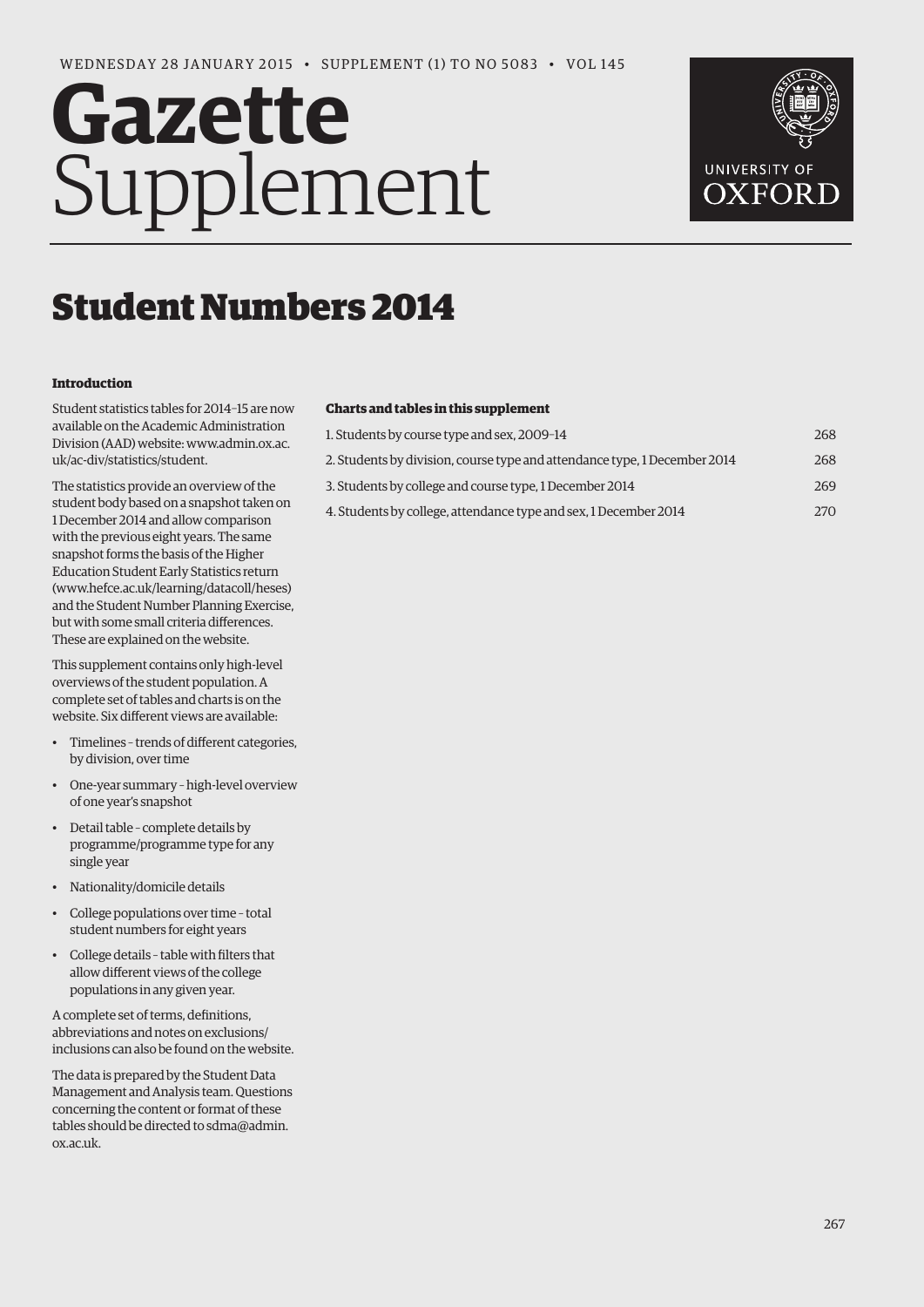WEDNESDAY 28 JANUARY 2015 • SUPPLEMENT (1) TO NO 5083 • VOL 145

# Gazette Supplement

UNIVERSITY OF OXFORD

## Student Numbers 2014

### Introduction

Student statistics tables for 2014–15 are now available on the Academic Administration Division (AAD) website: www.admin.ox.ac.uk/ac-div/statistics/student.

The statistics provide an overview of the student body based on a snapshot taken on 1 December 2014 and allow comparison with the previous eight years. The same snapshot forms the basis of the Higher Education Student Early Statistics return (www.hefce.ac.uk/learning/datacoll/heses) and the Student Number Planning Exercise, but with some small criteria differences. These are explained on the website.

This supplement contains only high-level overviews of the student population. A complete set of tables and charts is on the website. Six different views are available:

- Timelines – trends of different categories, by division, over time
- One-year summary – high-level overview of one year's snapshot
- Detail table – complete details by programme/programme type for any single year
- Nationality/domicile details
- College populations over time – total student numbers for eight years
- College details – table with filters that allow different views of the college populations in any given year.

A complete set of terms, definitions, abbreviations and notes on exclusions/inclusions can also be found on the website.

The data is prepared by the Student Data Management and Analysis team. Questions concerning the content or format of these tables should be directed to sdma@admin.ox.ac.uk.

### Charts and tables in this supplement

| | |
|---|---|
| 1. Students by course type and sex, 2009–14 | 268 |
| 2. Students by division, course type and attendance type, 1 December 2014 | 268 |
| 3. Students by college and course type, 1 December 2014 | 269 |
| 4. Students by college, attendance type and sex, 1 December 2014 | 270 |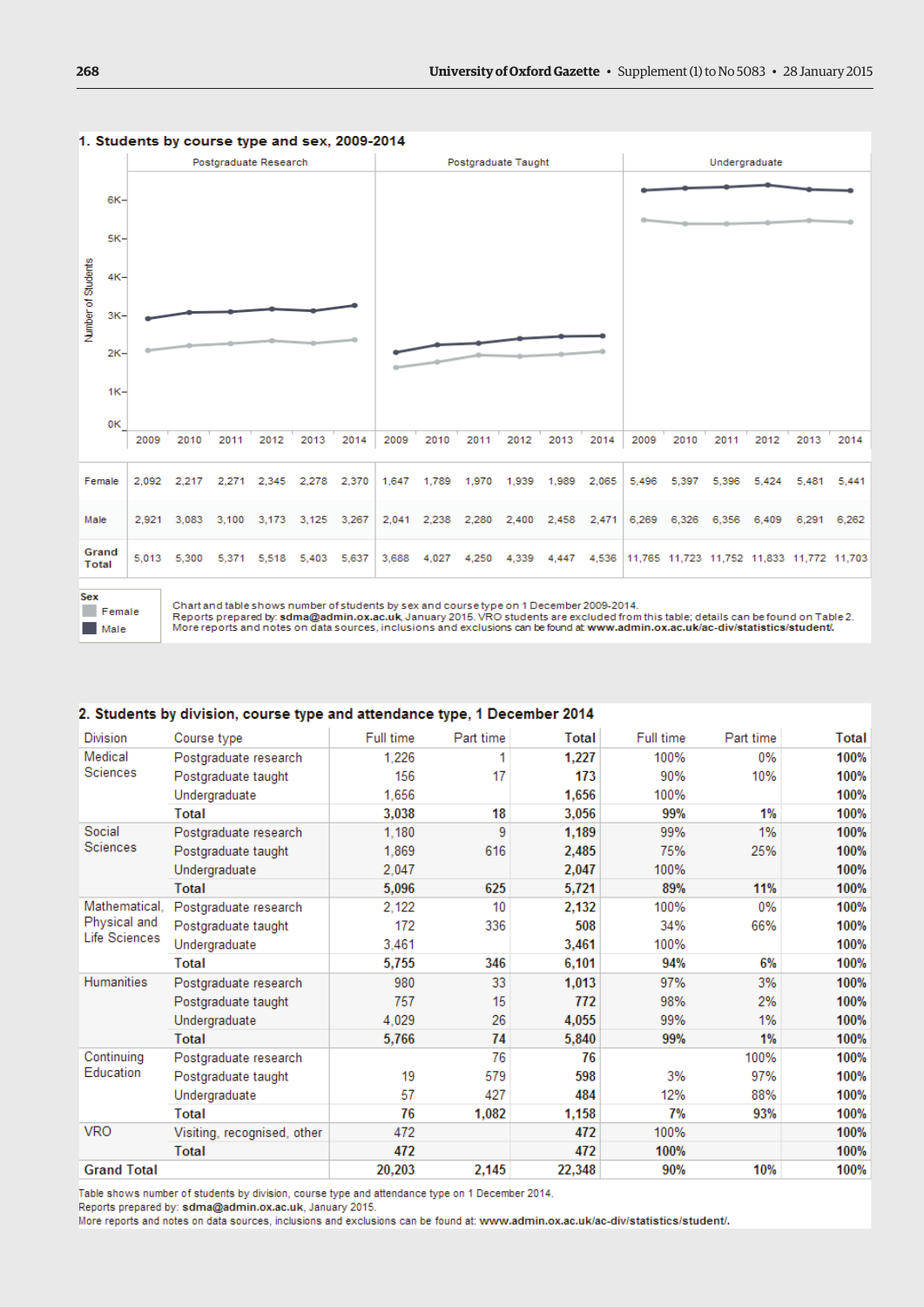## 1. Students by course type and sex, 2009-2014

| | Postgraduate Research | | | | | | Postgraduate Taught | | | | | | Undergraduate | | | | | |
|---|---|---|---|---|---|---|---|---|---|---|---|---|---|---|---|---|---|---|
| | 2009 | 2010 | 2011 | 2012 | 2013 | 2014 | 2009 | 2010 | 2011 | 2012 | 2013 | 2014 | 2009 | 2010 | 2011 | 2012 | 2013 | 2014 |
| Female | 2,092 | 2,217 | 2,271 | 2,345 | 2,278 | 2,370 | 1,647 | 1,789 | 1,970 | 1,939 | 1,989 | 2,065 | 5,496 | 5,397 | 5,396 | 5,424 | 5,481 | 5,441 |
| Male | 2,921 | 3,083 | 3,100 | 3,173 | 3,125 | 3,267 | 2,041 | 2,238 | 2,280 | 2,400 | 2,458 | 2,471 | 6,269 | 6,326 | 6,356 | 6,409 | 6,291 | 6,262 |
| Grand Total | 5,013 | 5,300 | 5,371 | 5,518 | 5,403 | 5,637 | 3,688 | 4,027 | 4,250 | 4,339 | 4,447 | 4,536 | 11,765 | 11,723 | 11,752 | 11,833 | 11,772 | 11,703 |

Sex: Female, Male

Chart and table shows number of students by sex and course type on 1 December 2009-2014.
Reports prepared by: **sdma@admin.ox.ac.uk**, January 2015. VRO students are excluded from this table; details can be found on Table 2.
More reports and notes on data sources, inclusions and exclusions can be found at: **www.admin.ox.ac.uk/ac-div/statistics/student/**.

## 2. Students by division, course type and attendance type, 1 December 2014

| Division | Course type | Full time | Part time | Total | Full time | Part time | Total |
|---|---|---|---|---|---|---|---|
| Medical Sciences | Postgraduate research | 1,226 | 1 | **1,227** | 100% | 0% | **100%** |
| | Postgraduate taught | 156 | 17 | **173** | 90% | 10% | **100%** |
| | Undergraduate | 1,656 | | **1,656** | 100% | | **100%** |
| | **Total** | **3,038** | **18** | **3,056** | **99%** | **1%** | **100%** |
| Social Sciences | Postgraduate research | 1,180 | 9 | **1,189** | 99% | 1% | **100%** |
| | Postgraduate taught | 1,869 | 616 | **2,485** | 75% | 25% | **100%** |
| | Undergraduate | 2,047 | | **2,047** | 100% | | **100%** |
| | **Total** | **5,096** | **625** | **5,721** | **89%** | **11%** | **100%** |
| Mathematical, Physical and Life Sciences | Postgraduate research | 2,122 | 10 | **2,132** | 100% | 0% | **100%** |
| | Postgraduate taught | 172 | 336 | **508** | 34% | 66% | **100%** |
| | Undergraduate | 3,461 | | **3,461** | 100% | | **100%** |
| | **Total** | **5,755** | **346** | **6,101** | **94%** | **6%** | **100%** |
| Humanities | Postgraduate research | 980 | 33 | **1,013** | 97% | 3% | **100%** |
| | Postgraduate taught | 757 | 15 | **772** | 98% | 2% | **100%** |
| | Undergraduate | 4,029 | 26 | **4,055** | 99% | 1% | **100%** |
| | **Total** | **5,766** | **74** | **5,840** | **99%** | **1%** | **100%** |
| Continuing Education | Postgraduate research | | 76 | **76** | | 100% | **100%** |
| | Postgraduate taught | 19 | 579 | **598** | 3% | 97% | **100%** |
| | Undergraduate | 57 | 427 | **484** | 12% | 88% | **100%** |
| | **Total** | **76** | **1,082** | **1,158** | **7%** | **93%** | **100%** |
| VRO | Visiting, recognised, other | 472 | | **472** | 100% | | **100%** |
| | **Total** | **472** | | **472** | **100%** | | **100%** |
| **Grand Total** | | **20,203** | **2,145** | **22,348** | **90%** | **10%** | **100%** |

Table shows number of students by division, course type and attendance type on 1 December 2014.
Reports prepared by: **sdma@admin.ox.ac.uk**, January 2015.
More reports and notes on data sources, inclusions and exclusions can be found at: **www.admin.ox.ac.uk/ac-div/statistics/student/**.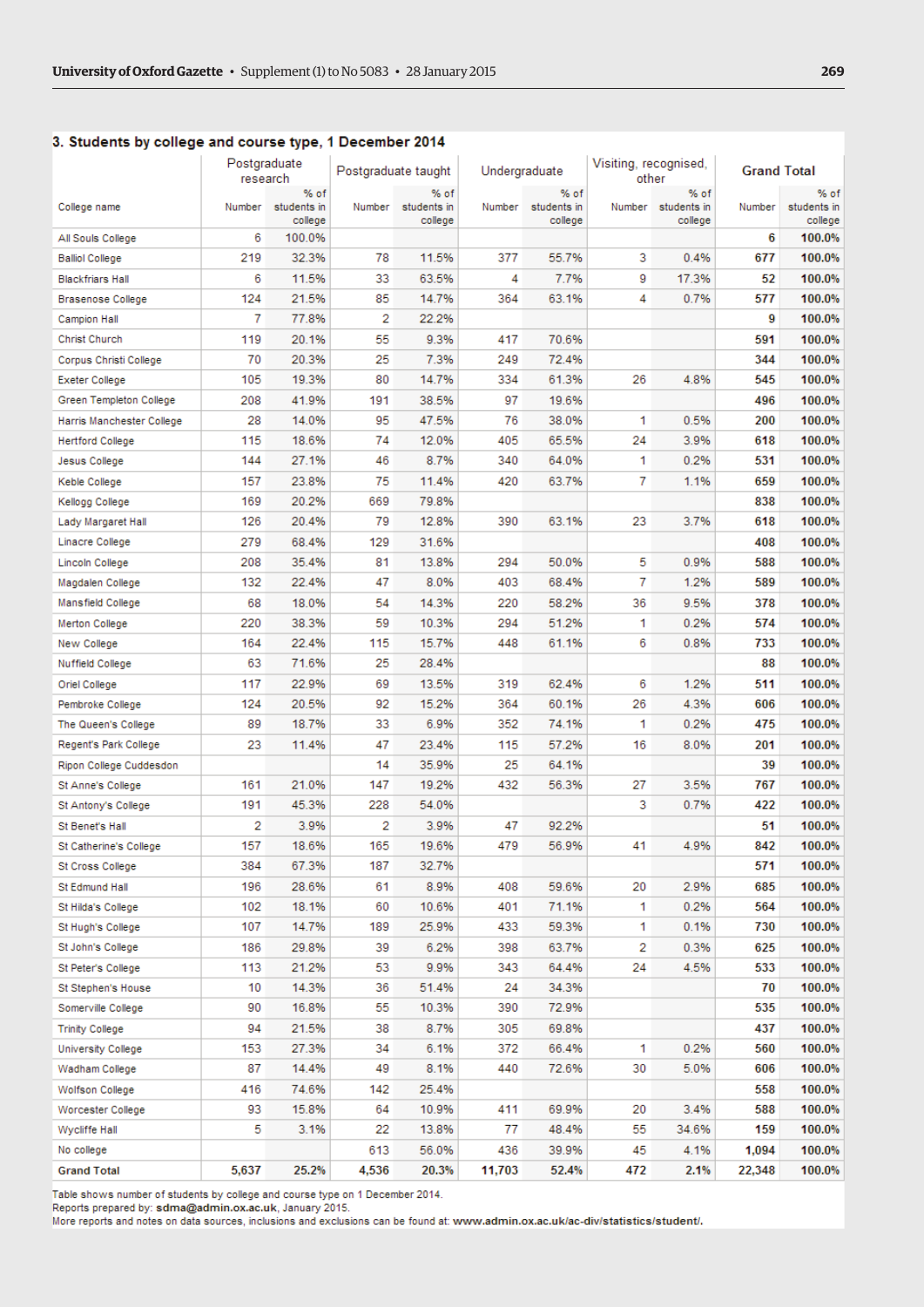### 3. Students by college and course type, 1 December 2014

| College name | Postgraduate research | | Postgraduate taught | | Undergraduate | | Visiting, recognised, other | | Grand Total | |
|---|---|---|---|---|---|---|---|---|---|---|
| | Number | % of students in college | Number | % of students in college | Number | % of students in college | Number | % of students in college | Number | % of students in college |
| All Souls College | 6 | 100.0% | | | | | | | **6** | **100.0%** |
| Balliol College | 219 | 32.3% | 78 | 11.5% | 377 | 55.7% | 3 | 0.4% | **677** | **100.0%** |
| Blackfriars Hall | 6 | 11.5% | 33 | 63.5% | 4 | 7.7% | 9 | 17.3% | **52** | **100.0%** |
| Brasenose College | 124 | 21.5% | 85 | 14.7% | 364 | 63.1% | 4 | 0.7% | **577** | **100.0%** |
| Campion Hall | 7 | 77.8% | 2 | 22.2% | | | | | **9** | **100.0%** |
| Christ Church | 119 | 20.1% | 55 | 9.3% | 417 | 70.6% | | | **591** | **100.0%** |
| Corpus Christi College | 70 | 20.3% | 25 | 7.3% | 249 | 72.4% | | | **344** | **100.0%** |
| Exeter College | 105 | 19.3% | 80 | 14.7% | 334 | 61.3% | 26 | 4.8% | **545** | **100.0%** |
| Green Templeton College | 208 | 41.9% | 191 | 38.5% | 97 | 19.6% | | | **496** | **100.0%** |
| Harris Manchester College | 28 | 14.0% | 95 | 47.5% | 76 | 38.0% | 1 | 0.5% | **200** | **100.0%** |
| Hertford College | 115 | 18.6% | 74 | 12.0% | 405 | 65.5% | 24 | 3.9% | **618** | **100.0%** |
| Jesus College | 144 | 27.1% | 46 | 8.7% | 340 | 64.0% | 1 | 0.2% | **531** | **100.0%** |
| Keble College | 157 | 23.8% | 75 | 11.4% | 420 | 63.7% | 7 | 1.1% | **659** | **100.0%** |
| Kellogg College | 169 | 20.2% | 669 | 79.8% | | | | | **838** | **100.0%** |
| Lady Margaret Hall | 126 | 20.4% | 79 | 12.8% | 390 | 63.1% | 23 | 3.7% | **618** | **100.0%** |
| Linacre College | 279 | 68.4% | 129 | 31.6% | | | | | **408** | **100.0%** |
| Lincoln College | 208 | 35.4% | 81 | 13.8% | 294 | 50.0% | 5 | 0.9% | **588** | **100.0%** |
| Magdalen College | 132 | 22.4% | 47 | 8.0% | 403 | 68.4% | 7 | 1.2% | **589** | **100.0%** |
| Mansfield College | 68 | 18.0% | 54 | 14.3% | 220 | 58.2% | 36 | 9.5% | **378** | **100.0%** |
| Merton College | 220 | 38.3% | 59 | 10.3% | 294 | 51.2% | 1 | 0.2% | **574** | **100.0%** |
| New College | 164 | 22.4% | 115 | 15.7% | 448 | 61.1% | 6 | 0.8% | **733** | **100.0%** |
| Nuffield College | 63 | 71.6% | 25 | 28.4% | | | | | **88** | **100.0%** |
| Oriel College | 117 | 22.9% | 69 | 13.5% | 319 | 62.4% | 6 | 1.2% | **511** | **100.0%** |
| Pembroke College | 124 | 20.5% | 92 | 15.2% | 364 | 60.1% | 26 | 4.3% | **606** | **100.0%** |
| The Queen's College | 89 | 18.7% | 33 | 6.9% | 352 | 74.1% | 1 | 0.2% | **475** | **100.0%** |
| Regent's Park College | 23 | 11.4% | 47 | 23.4% | 115 | 57.2% | 16 | 8.0% | **201** | **100.0%** |
| Ripon College Cuddesdon | | | 14 | 35.9% | 25 | 64.1% | | | **39** | **100.0%** |
| St Anne's College | 161 | 21.0% | 147 | 19.2% | 432 | 56.3% | 27 | 3.5% | **767** | **100.0%** |
| St Antony's College | 191 | 45.3% | 228 | 54.0% | | | 3 | 0.7% | **422** | **100.0%** |
| St Benet's Hall | 2 | 3.9% | 2 | 3.9% | 47 | 92.2% | | | **51** | **100.0%** |
| St Catherine's College | 157 | 18.6% | 165 | 19.6% | 479 | 56.9% | 41 | 4.9% | **842** | **100.0%** |
| St Cross College | 384 | 67.3% | 187 | 32.7% | | | | | **571** | **100.0%** |
| St Edmund Hall | 196 | 28.6% | 61 | 8.9% | 408 | 59.6% | 20 | 2.9% | **685** | **100.0%** |
| St Hilda's College | 102 | 18.1% | 60 | 10.6% | 401 | 71.1% | 1 | 0.2% | **564** | **100.0%** |
| St Hugh's College | 107 | 14.7% | 189 | 25.9% | 433 | 59.3% | 1 | 0.1% | **730** | **100.0%** |
| St John's College | 186 | 29.8% | 39 | 6.2% | 398 | 63.7% | 2 | 0.3% | **625** | **100.0%** |
| St Peter's College | 113 | 21.2% | 53 | 9.9% | 343 | 64.4% | 24 | 4.5% | **533** | **100.0%** |
| St Stephen's House | 10 | 14.3% | 36 | 51.4% | 24 | 34.3% | | | **70** | **100.0%** |
| Somerville College | 90 | 16.8% | 55 | 10.3% | 390 | 72.9% | | | **535** | **100.0%** |
| Trinity College | 94 | 21.5% | 38 | 8.7% | 305 | 69.8% | | | **437** | **100.0%** |
| University College | 153 | 27.3% | 34 | 6.1% | 372 | 66.4% | 1 | 0.2% | **560** | **100.0%** |
| Wadham College | 87 | 14.4% | 49 | 8.1% | 440 | 72.6% | 30 | 5.0% | **606** | **100.0%** |
| Wolfson College | 416 | 74.6% | 142 | 25.4% | | | | | **558** | **100.0%** |
| Worcester College | 93 | 15.8% | 64 | 10.9% | 411 | 69.9% | 20 | 3.4% | **588** | **100.0%** |
| Wycliffe Hall | 5 | 3.1% | 22 | 13.8% | 77 | 48.4% | 55 | 34.6% | **159** | **100.0%** |
| No college | | | 613 | 56.0% | 436 | 39.9% | 45 | 4.1% | **1,094** | **100.0%** |
| **Grand Total** | **5,637** | **25.2%** | **4,536** | **20.3%** | **11,703** | **52.4%** | **472** | **2.1%** | **22,348** | **100.0%** |

Table shows number of students by college and course type on 1 December 2014.
Reports prepared by: **sdma@admin.ox.ac.uk**, January 2015.
More reports and notes on data sources, inclusions and exclusions can be found at: **www.admin.ox.ac.uk/ac-div/statistics/student/**.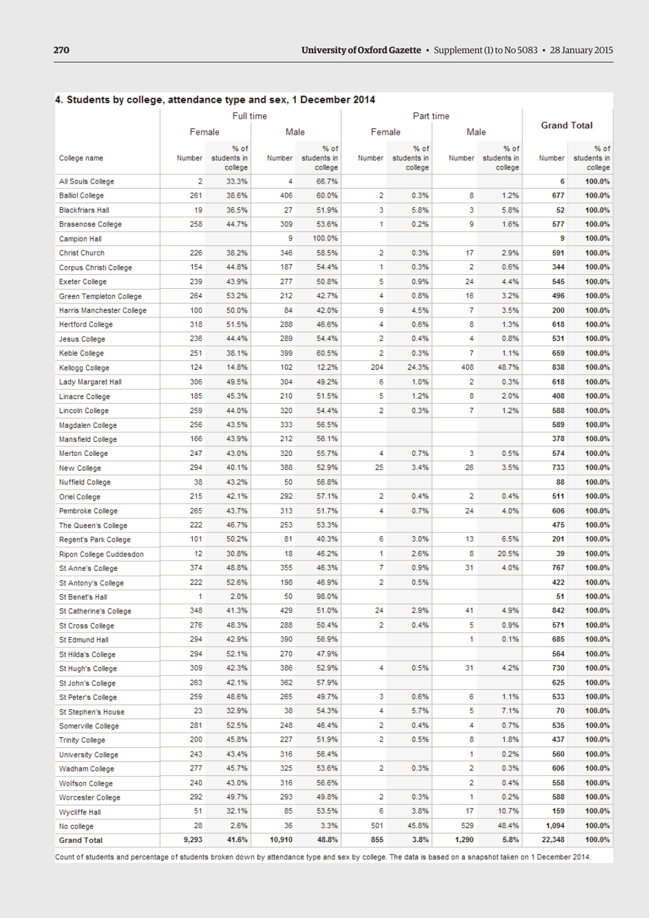## 4. Students by college, attendance type and sex, 1 December 2014

| | Full time | | | | Part time | | | | Grand Total | |
|---|---|---|---|---|---|---|---|---|---|---|
| | Female | | Male | | Female | | Male | | | |
| College name | Number | % of students in college | Number | % of students in college | Number | % of students in college | Number | % of students in college | Number | % of students in college |
| All Souls College | 2 | 33.3% | 4 | 66.7% | | | | | 6 | 100.0% |
| Balliol College | 261 | 38.6% | 406 | 60.0% | 2 | 0.3% | 8 | 1.2% | 677 | 100.0% |
| Blackfriars Hall | 19 | 36.5% | 27 | 51.9% | 3 | 5.8% | 3 | 5.8% | 52 | 100.0% |
| Brasenose College | 258 | 44.7% | 309 | 53.6% | 1 | 0.2% | 9 | 1.6% | 577 | 100.0% |
| Campion Hall | | | 9 | 100.0% | | | | | 9 | 100.0% |
| Christ Church | 226 | 38.2% | 346 | 58.5% | 2 | 0.3% | 17 | 2.9% | 591 | 100.0% |
| Corpus Christi College | 154 | 44.8% | 187 | 54.4% | 1 | 0.3% | 2 | 0.6% | 344 | 100.0% |
| Exeter College | 239 | 43.9% | 277 | 50.8% | 5 | 0.9% | 24 | 4.4% | 545 | 100.0% |
| Green Templeton College | 264 | 53.2% | 212 | 42.7% | 4 | 0.8% | 16 | 3.2% | 496 | 100.0% |
| Harris Manchester College | 100 | 50.0% | 84 | 42.0% | 9 | 4.5% | 7 | 3.5% | 200 | 100.0% |
| Hertford College | 318 | 51.5% | 288 | 46.6% | 4 | 0.6% | 8 | 1.3% | 618 | 100.0% |
| Jesus College | 236 | 44.4% | 289 | 54.4% | 2 | 0.4% | 4 | 0.8% | 531 | 100.0% |
| Keble College | 251 | 38.1% | 399 | 60.5% | 2 | 0.3% | 7 | 1.1% | 659 | 100.0% |
| Kellogg College | 124 | 14.8% | 102 | 12.2% | 204 | 24.3% | 408 | 48.7% | 838 | 100.0% |
| Lady Margaret Hall | 306 | 49.5% | 304 | 49.2% | 6 | 1.0% | 2 | 0.3% | 618 | 100.0% |
| Linacre College | 185 | 45.3% | 210 | 51.5% | 5 | 1.2% | 8 | 2.0% | 408 | 100.0% |
| Lincoln College | 259 | 44.0% | 320 | 54.4% | 2 | 0.3% | 7 | 1.2% | 588 | 100.0% |
| Magdalen College | 256 | 43.5% | 333 | 56.5% | | | | | 589 | 100.0% |
| Mansfield College | 166 | 43.9% | 212 | 56.1% | | | | | 378 | 100.0% |
| Merton College | 247 | 43.0% | 320 | 55.7% | 4 | 0.7% | 3 | 0.5% | 574 | 100.0% |
| New College | 294 | 40.1% | 388 | 52.9% | 25 | 3.4% | 26 | 3.5% | 733 | 100.0% |
| Nuffield College | 38 | 43.2% | 50 | 56.8% | | | | | 88 | 100.0% |
| Oriel College | 215 | 42.1% | 292 | 57.1% | 2 | 0.4% | 2 | 0.4% | 511 | 100.0% |
| Pembroke College | 265 | 43.7% | 313 | 51.7% | 4 | 0.7% | 24 | 4.0% | 606 | 100.0% |
| The Queen's College | 222 | 46.7% | 253 | 53.3% | | | | | 475 | 100.0% |
| Regent's Park College | 101 | 50.2% | 81 | 40.3% | 6 | 3.0% | 13 | 6.5% | 201 | 100.0% |
| Ripon College Cuddesdon | 12 | 30.8% | 18 | 46.2% | 1 | 2.6% | 8 | 20.5% | 39 | 100.0% |
| St Anne's College | 374 | 48.8% | 355 | 46.3% | 7 | 0.9% | 31 | 4.0% | 767 | 100.0% |
| St Antony's College | 222 | 52.6% | 198 | 46.9% | 2 | 0.5% | | | 422 | 100.0% |
| St Benet's Hall | 1 | 2.0% | 50 | 98.0% | | | | | 51 | 100.0% |
| St Catherine's College | 348 | 41.3% | 429 | 51.0% | 24 | 2.9% | 41 | 4.9% | 842 | 100.0% |
| St Cross College | 276 | 48.3% | 288 | 50.4% | 2 | 0.4% | 5 | 0.9% | 571 | 100.0% |
| St Edmund Hall | 294 | 42.9% | 390 | 56.9% | | | 1 | 0.1% | 685 | 100.0% |
| St Hilda's College | 294 | 52.1% | 270 | 47.9% | | | | | 564 | 100.0% |
| St Hugh's College | 309 | 42.3% | 386 | 52.9% | 4 | 0.5% | 31 | 4.2% | 730 | 100.0% |
| St John's College | 263 | 42.1% | 362 | 57.9% | | | | | 625 | 100.0% |
| St Peter's College | 259 | 48.6% | 265 | 49.7% | 3 | 0.6% | 6 | 1.1% | 533 | 100.0% |
| St Stephen's House | 23 | 32.9% | 38 | 54.3% | 4 | 5.7% | 5 | 7.1% | 70 | 100.0% |
| Somerville College | 281 | 52.5% | 248 | 46.4% | 2 | 0.4% | 4 | 0.7% | 535 | 100.0% |
| Trinity College | 200 | 45.8% | 227 | 51.9% | 2 | 0.5% | 8 | 1.8% | 437 | 100.0% |
| University College | 243 | 43.4% | 316 | 56.4% | | | 1 | 0.2% | 560 | 100.0% |
| Wadham College | 277 | 45.7% | 325 | 53.6% | 2 | 0.3% | 2 | 0.3% | 606 | 100.0% |
| Wolfson College | 240 | 43.0% | 316 | 56.6% | | | 2 | 0.4% | 558 | 100.0% |
| Worcester College | 292 | 49.7% | 293 | 49.8% | 2 | 0.3% | 1 | 0.2% | 588 | 100.0% |
| Wycliffe Hall | 51 | 32.1% | 85 | 53.5% | 6 | 3.8% | 17 | 10.7% | 159 | 100.0% |
| No college | 28 | 2.6% | 36 | 3.3% | 501 | 45.8% | 529 | 48.4% | 1,094 | 100.0% |
| **Grand Total** | **9,293** | **41.6%** | **10,910** | **48.8%** | **855** | **3.8%** | **1,290** | **5.8%** | **22,348** | **100.0%** |

Count of students and percentage of students broken down by attendance type and sex by college. The data is based on a snapshot taken on 1 December 2014.